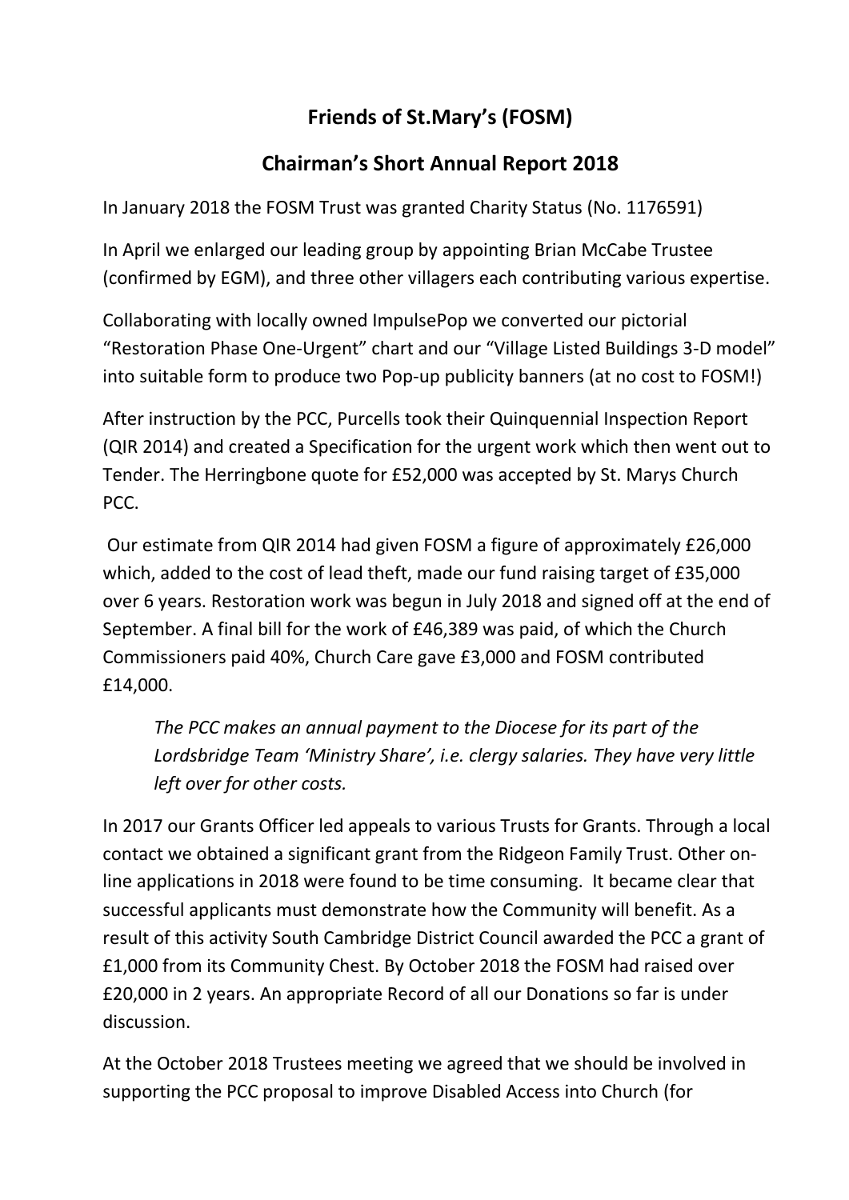# Friends of St.Mary's (FOSM)

## Chairman's Short Annual Report 2018

In January 2018 the FOSM Trust was granted Charity Status (No. 1176591)

In April we enlarged our leading group by appointing Brian McCabe Trustee (confirmed by EGM), and three other villagers each contributing various expertise.

Collaborating with locally owned ImpulsePop we converted our pictorial "Restoration Phase One-Urgent" chart and our "Village Listed Buildings 3-D model" into suitable form to produce two Pop-up publicity banners (at no cost to FOSM!)

After instruction by the PCC, Purcells took their Quinquennial Inspection Report (QIR 2014) and created a Specification for the urgent work which then went out to Tender. The Herringbone quote for £52,000 was accepted by St. Marys Church PCC.

Our estimate from QIR 2014 had given FOSM a figure of approximately £26,000 which, added to the cost of lead theft, made our fund raising target of £35,000 over 6 years. Restoration work was begun in July 2018 and signed off at the end of September. A final bill for the work of £46,389 was paid, of which the Church Commissioners paid 40%, Church Care gave £3,000 and FOSM contributed £14,000.

> *The PCC makes an annual payment to the Diocese for its part of the Lordsbridge Team 'Ministry Share', i.e. clergy salaries. They have very little left over for other costs.*

In 2017 our Grants Officer led appeals to various Trusts for Grants. Through a local contact we obtained a significant grant from the Ridgeon Family Trust. Other on-line applications in 2018 were found to be time consuming. It became clear that successful applicants must demonstrate how the Community will benefit. As a result of this activity South Cambridge District Council awarded the PCC a grant of £1,000 from its Community Chest. By October 2018 the FOSM had raised over £20,000 in 2 years. An appropriate Record of all our Donations so far is under discussion.

At the October 2018 Trustees meeting we agreed that we should be involved in supporting the PCC proposal to improve Disabled Access into Church (for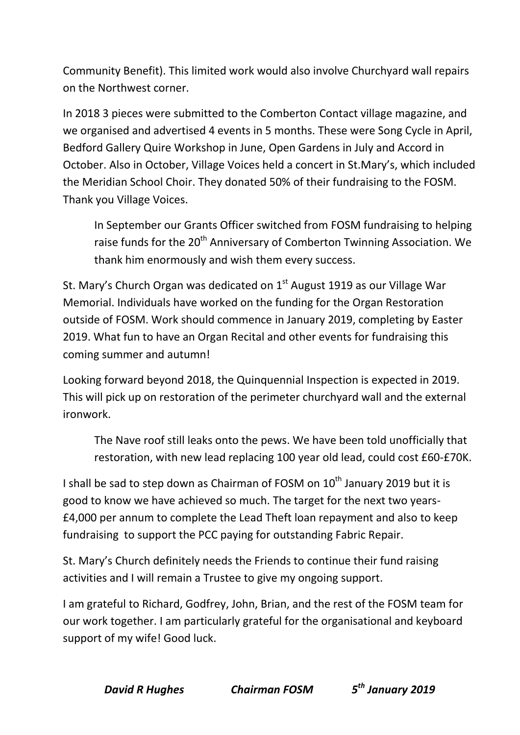Community Benefit). This limited work would also involve Churchyard wall repairs on the Northwest corner.

In 2018 3 pieces were submitted to the Comberton Contact village magazine, and we organised and advertised 4 events in 5 months. These were Song Cycle in April, Bedford Gallery Quire Workshop in June, Open Gardens in July and Accord in October. Also in October, Village Voices held a concert in St.Mary's, which included the Meridian School Choir. They donated 50% of their fundraising to the FOSM. Thank you Village Voices.

> In September our Grants Officer switched from FOSM fundraising to helping raise funds for the 20th Anniversary of Comberton Twinning Association. We thank him enormously and wish them every success.

St. Mary's Church Organ was dedicated on 1st August 1919 as our Village War Memorial. Individuals have worked on the funding for the Organ Restoration outside of FOSM. Work should commence in January 2019, completing by Easter 2019. What fun to have an Organ Recital and other events for fundraising this coming summer and autumn!

Looking forward beyond 2018, the Quinquennial Inspection is expected in 2019. This will pick up on restoration of the perimeter churchyard wall and the external ironwork.

> The Nave roof still leaks onto the pews. We have been told unofficially that restoration, with new lead replacing 100 year old lead, could cost £60-£70K.

I shall be sad to step down as Chairman of FOSM on 10th January 2019 but it is good to know we have achieved so much. The target for the next two years- £4,000 per annum to complete the Lead Theft loan repayment and also to keep fundraising to support the PCC paying for outstanding Fabric Repair.

St. Mary's Church definitely needs the Friends to continue their fund raising activities and I will remain a Trustee to give my ongoing support.

I am grateful to Richard, Godfrey, John, Brian, and the rest of the FOSM team for our work together. I am particularly grateful for the organisational and keyboard support of my wife! Good luck.

***David R Hughes*** ***Chairman FOSM*** ***5th January 2019***